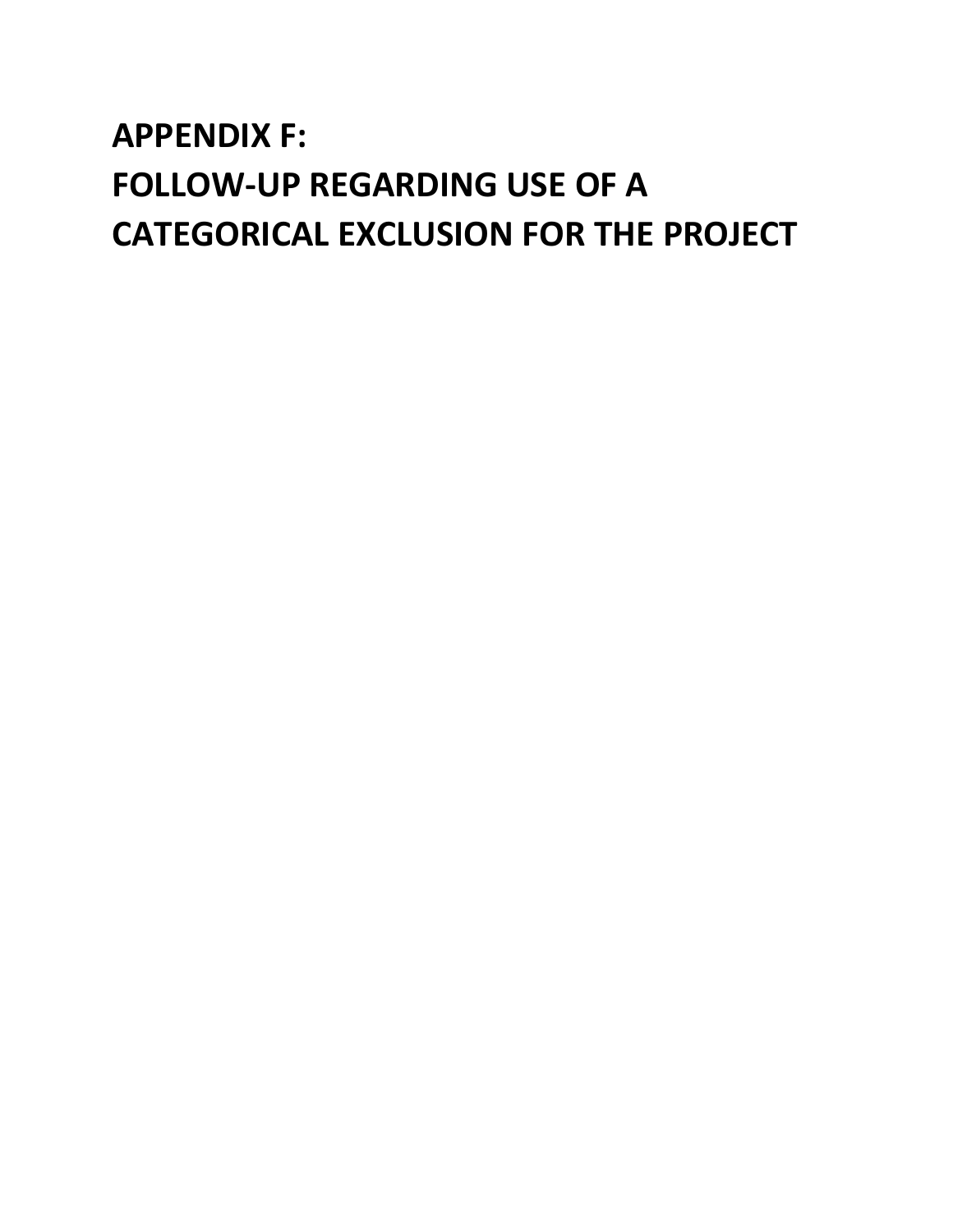# APPENDIX F:
# FOLLOW-UP REGARDING USE OF A CATEGORICAL EXCLUSION FOR THE PROJECT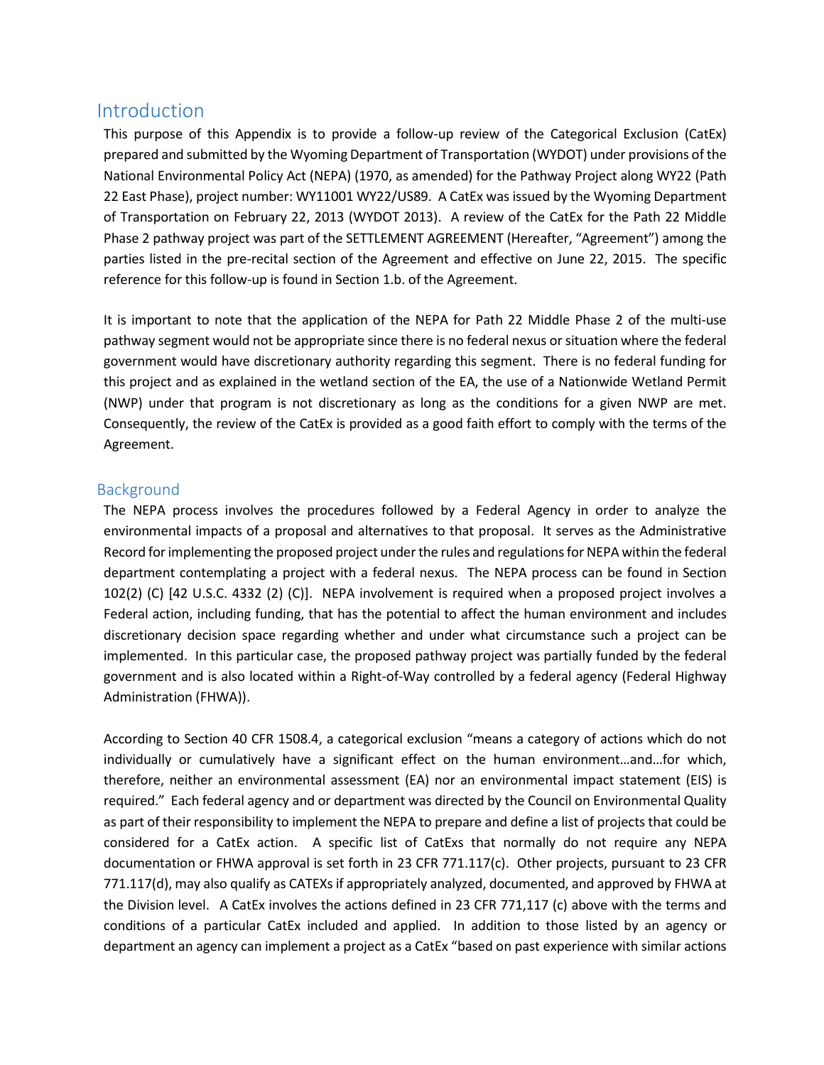# Introduction

This purpose of this Appendix is to provide a follow-up review of the Categorical Exclusion (CatEx) prepared and submitted by the Wyoming Department of Transportation (WYDOT) under provisions of the National Environmental Policy Act (NEPA) (1970, as amended) for the Pathway Project along WY22 (Path 22 East Phase), project number: WY11001 WY22/US89. A CatEx was issued by the Wyoming Department of Transportation on February 22, 2013 (WYDOT 2013). A review of the CatEx for the Path 22 Middle Phase 2 pathway project was part of the SETTLEMENT AGREEMENT (Hereafter, "Agreement") among the parties listed in the pre-recital section of the Agreement and effective on June 22, 2015. The specific reference for this follow-up is found in Section 1.b. of the Agreement.

It is important to note that the application of the NEPA for Path 22 Middle Phase 2 of the multi-use pathway segment would not be appropriate since there is no federal nexus or situation where the federal government would have discretionary authority regarding this segment. There is no federal funding for this project and as explained in the wetland section of the EA, the use of a Nationwide Wetland Permit (NWP) under that program is not discretionary as long as the conditions for a given NWP are met. Consequently, the review of the CatEx is provided as a good faith effort to comply with the terms of the Agreement.

## Background

The NEPA process involves the procedures followed by a Federal Agency in order to analyze the environmental impacts of a proposal and alternatives to that proposal. It serves as the Administrative Record for implementing the proposed project under the rules and regulations for NEPA within the federal department contemplating a project with a federal nexus. The NEPA process can be found in Section 102(2) (C) [42 U.S.C. 4332 (2) (C)]. NEPA involvement is required when a proposed project involves a Federal action, including funding, that has the potential to affect the human environment and includes discretionary decision space regarding whether and under what circumstance such a project can be implemented. In this particular case, the proposed pathway project was partially funded by the federal government and is also located within a Right-of-Way controlled by a federal agency (Federal Highway Administration (FHWA)).

According to Section 40 CFR 1508.4, a categorical exclusion "means a category of actions which do not individually or cumulatively have a significant effect on the human environment…and…for which, therefore, neither an environmental assessment (EA) nor an environmental impact statement (EIS) is required." Each federal agency and or department was directed by the Council on Environmental Quality as part of their responsibility to implement the NEPA to prepare and define a list of projects that could be considered for a CatEx action. A specific list of CatExs that normally do not require any NEPA documentation or FHWA approval is set forth in 23 CFR 771.117(c). Other projects, pursuant to 23 CFR 771.117(d), may also qualify as CATEXs if appropriately analyzed, documented, and approved by FHWA at the Division level. A CatEx involves the actions defined in 23 CFR 771,117 (c) above with the terms and conditions of a particular CatEx included and applied. In addition to those listed by an agency or department an agency can implement a project as a CatEx "based on past experience with similar actions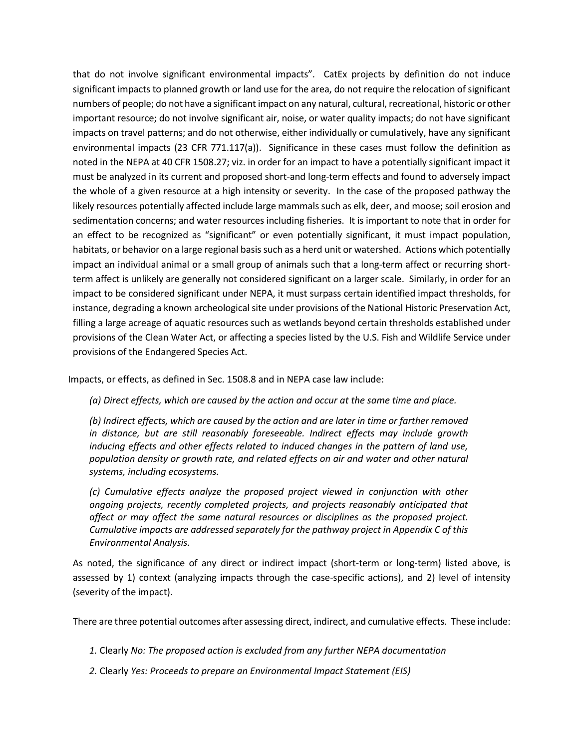that do not involve significant environmental impacts". CatEx projects by definition do not induce significant impacts to planned growth or land use for the area, do not require the relocation of significant numbers of people; do not have a significant impact on any natural, cultural, recreational, historic or other important resource; do not involve significant air, noise, or water quality impacts; do not have significant impacts on travel patterns; and do not otherwise, either individually or cumulatively, have any significant environmental impacts (23 CFR 771.117(a)). Significance in these cases must follow the definition as noted in the NEPA at 40 CFR 1508.27; viz. in order for an impact to have a potentially significant impact it must be analyzed in its current and proposed short-and long-term effects and found to adversely impact the whole of a given resource at a high intensity or severity. In the case of the proposed pathway the likely resources potentially affected include large mammals such as elk, deer, and moose; soil erosion and sedimentation concerns; and water resources including fisheries. It is important to note that in order for an effect to be recognized as "significant" or even potentially significant, it must impact population, habitats, or behavior on a large regional basis such as a herd unit or watershed. Actions which potentially impact an individual animal or a small group of animals such that a long-term affect or recurring short-term affect is unlikely are generally not considered significant on a larger scale. Similarly, in order for an impact to be considered significant under NEPA, it must surpass certain identified impact thresholds, for instance, degrading a known archeological site under provisions of the National Historic Preservation Act, filling a large acreage of aquatic resources such as wetlands beyond certain thresholds established under provisions of the Clean Water Act, or affecting a species listed by the U.S. Fish and Wildlife Service under provisions of the Endangered Species Act.

Impacts, or effects, as defined in Sec. 1508.8 and in NEPA case law include:

*(a) Direct effects, which are caused by the action and occur at the same time and place.*

*(b) Indirect effects, which are caused by the action and are later in time or farther removed in distance, but are still reasonably foreseeable. Indirect effects may include growth inducing effects and other effects related to induced changes in the pattern of land use, population density or growth rate, and related effects on air and water and other natural systems, including ecosystems.*

*(c) Cumulative effects analyze the proposed project viewed in conjunction with other ongoing projects, recently completed projects, and projects reasonably anticipated that affect or may affect the same natural resources or disciplines as the proposed project. Cumulative impacts are addressed separately for the pathway project in Appendix C of this Environmental Analysis.*

As noted, the significance of any direct or indirect impact (short-term or long-term) listed above, is assessed by 1) context (analyzing impacts through the case-specific actions), and 2) level of intensity (severity of the impact).

There are three potential outcomes after assessing direct, indirect, and cumulative effects. These include:

*1.* Clearly *No: The proposed action is excluded from any further NEPA documentation*

*2.* Clearly *Yes: Proceeds to prepare an Environmental Impact Statement (EIS)*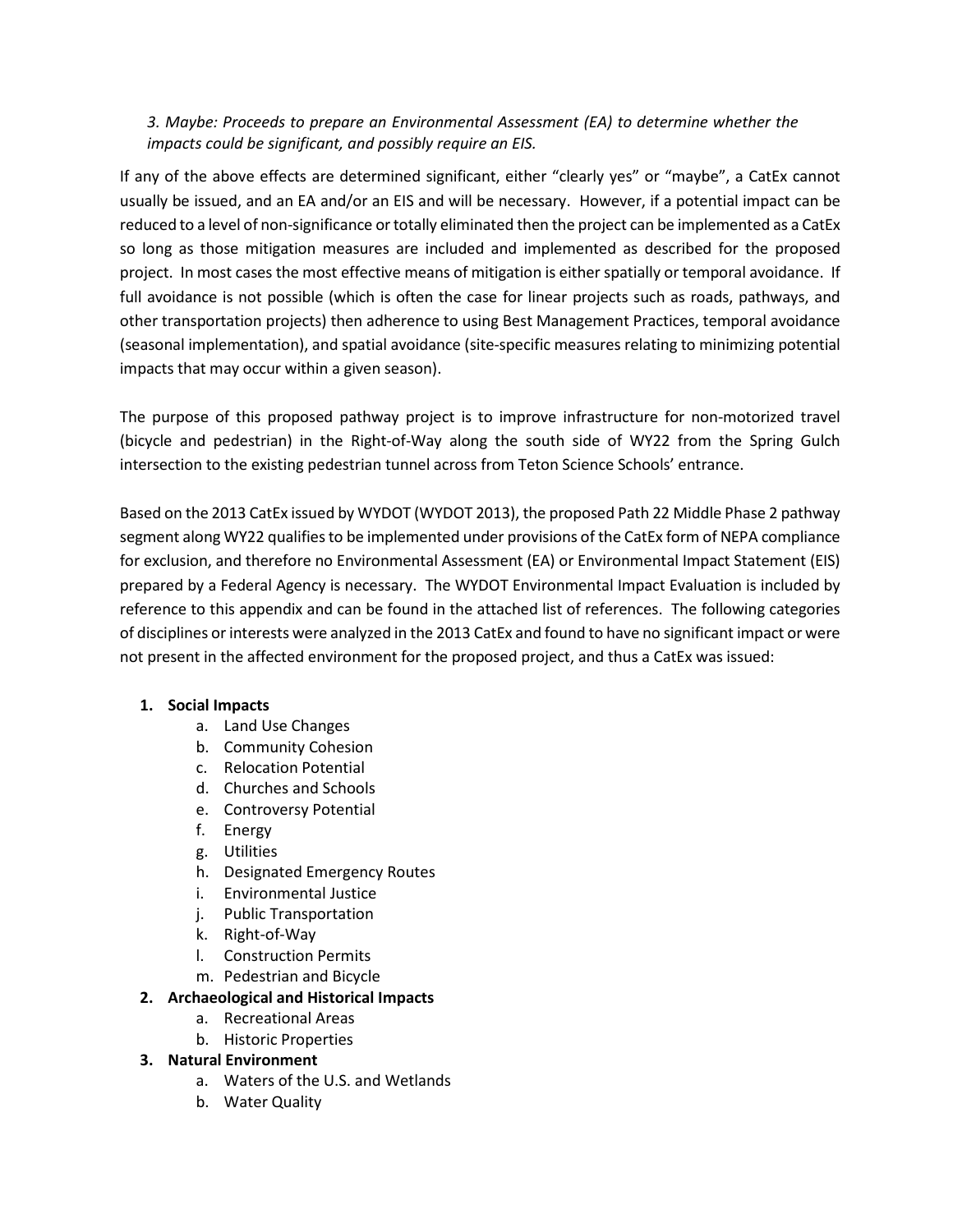*3. Maybe: Proceeds to prepare an Environmental Assessment (EA) to determine whether the impacts could be significant, and possibly require an EIS.*

If any of the above effects are determined significant, either “clearly yes” or “maybe”, a CatEx cannot usually be issued, and an EA and/or an EIS and will be necessary. However, if a potential impact can be reduced to a level of non-significance or totally eliminated then the project can be implemented as a CatEx so long as those mitigation measures are included and implemented as described for the proposed project. In most cases the most effective means of mitigation is either spatially or temporal avoidance. If full avoidance is not possible (which is often the case for linear projects such as roads, pathways, and other transportation projects) then adherence to using Best Management Practices, temporal avoidance (seasonal implementation), and spatial avoidance (site-specific measures relating to minimizing potential impacts that may occur within a given season).

The purpose of this proposed pathway project is to improve infrastructure for non-motorized travel (bicycle and pedestrian) in the Right-of-Way along the south side of WY22 from the Spring Gulch intersection to the existing pedestrian tunnel across from Teton Science Schools’ entrance.

Based on the 2013 CatEx issued by WYDOT (WYDOT 2013), the proposed Path 22 Middle Phase 2 pathway segment along WY22 qualifies to be implemented under provisions of the CatEx form of NEPA compliance for exclusion, and therefore no Environmental Assessment (EA) or Environmental Impact Statement (EIS) prepared by a Federal Agency is necessary. The WYDOT Environmental Impact Evaluation is included by reference to this appendix and can be found in the attached list of references. The following categories of disciplines or interests were analyzed in the 2013 CatEx and found to have no significant impact or were not present in the affected environment for the proposed project, and thus a CatEx was issued:

1. **Social Impacts**
    a. Land Use Changes
    b. Community Cohesion
    c. Relocation Potential
    d. Churches and Schools
    e. Controversy Potential
    f. Energy
    g. Utilities
    h. Designated Emergency Routes
    i. Environmental Justice
    j. Public Transportation
    k. Right-of-Way
    l. Construction Permits
    m. Pedestrian and Bicycle
2. **Archaeological and Historical Impacts**
    a. Recreational Areas
    b. Historic Properties
3. **Natural Environment**
    a. Waters of the U.S. and Wetlands
    b. Water Quality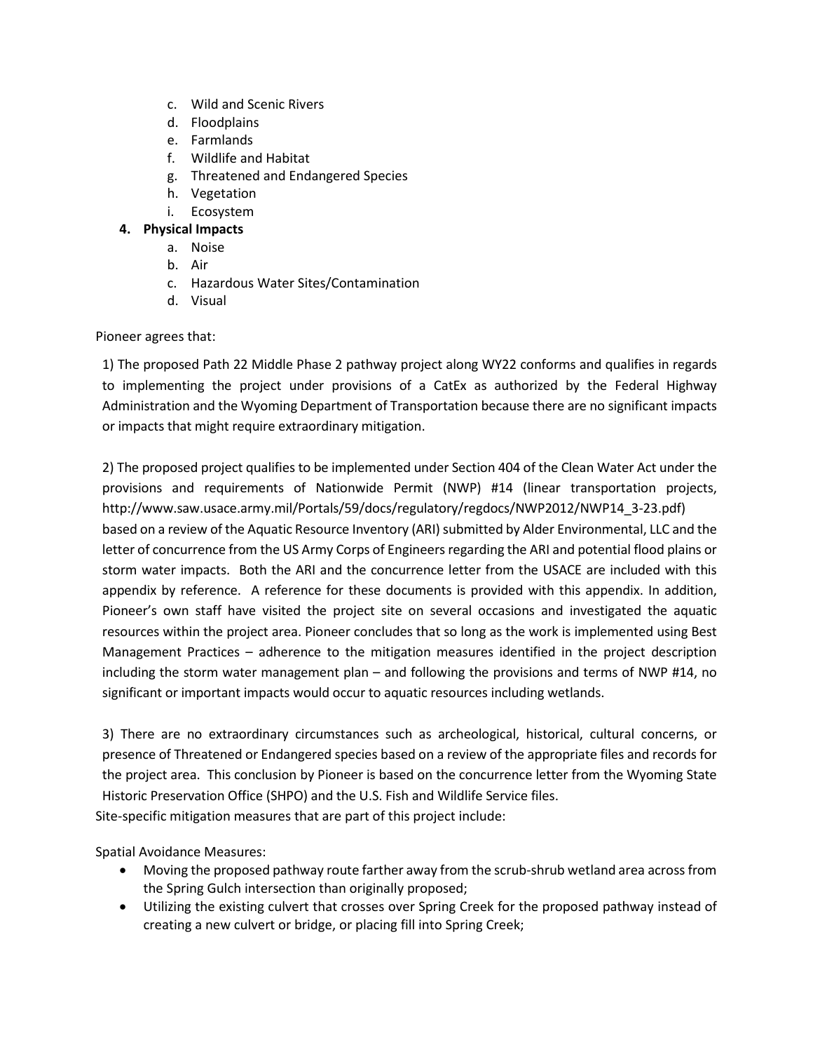c. Wild and Scenic Rivers
   d. Floodplains
   e. Farmlands
   f. Wildlife and Habitat
   g. Threatened and Endangered Species
   h. Vegetation
   i. Ecosystem

4. **Physical Impacts**
   a. Noise
   b. Air
   c. Hazardous Water Sites/Contamination
   d. Visual

Pioneer agrees that:

1) The proposed Path 22 Middle Phase 2 pathway project along WY22 conforms and qualifies in regards to implementing the project under provisions of a CatEx as authorized by the Federal Highway Administration and the Wyoming Department of Transportation because there are no significant impacts or impacts that might require extraordinary mitigation.

2) The proposed project qualifies to be implemented under Section 404 of the Clean Water Act under the provisions and requirements of Nationwide Permit (NWP) #14 (linear transportation projects, http://www.saw.usace.army.mil/Portals/59/docs/regulatory/regdocs/NWP2012/NWP14_3-23.pdf) based on a review of the Aquatic Resource Inventory (ARI) submitted by Alder Environmental, LLC and the letter of concurrence from the US Army Corps of Engineers regarding the ARI and potential flood plains or storm water impacts. Both the ARI and the concurrence letter from the USACE are included with this appendix by reference. A reference for these documents is provided with this appendix. In addition, Pioneer's own staff have visited the project site on several occasions and investigated the aquatic resources within the project area. Pioneer concludes that so long as the work is implemented using Best Management Practices – adherence to the mitigation measures identified in the project description including the storm water management plan – and following the provisions and terms of NWP #14, no significant or important impacts would occur to aquatic resources including wetlands.

3) There are no extraordinary circumstances such as archeological, historical, cultural concerns, or presence of Threatened or Endangered species based on a review of the appropriate files and records for the project area. This conclusion by Pioneer is based on the concurrence letter from the Wyoming State Historic Preservation Office (SHPO) and the U.S. Fish and Wildlife Service files.

Site-specific mitigation measures that are part of this project include:

Spatial Avoidance Measures:

- Moving the proposed pathway route farther away from the scrub-shrub wetland area across from the Spring Gulch intersection than originally proposed;
- Utilizing the existing culvert that crosses over Spring Creek for the proposed pathway instead of creating a new culvert or bridge, or placing fill into Spring Creek;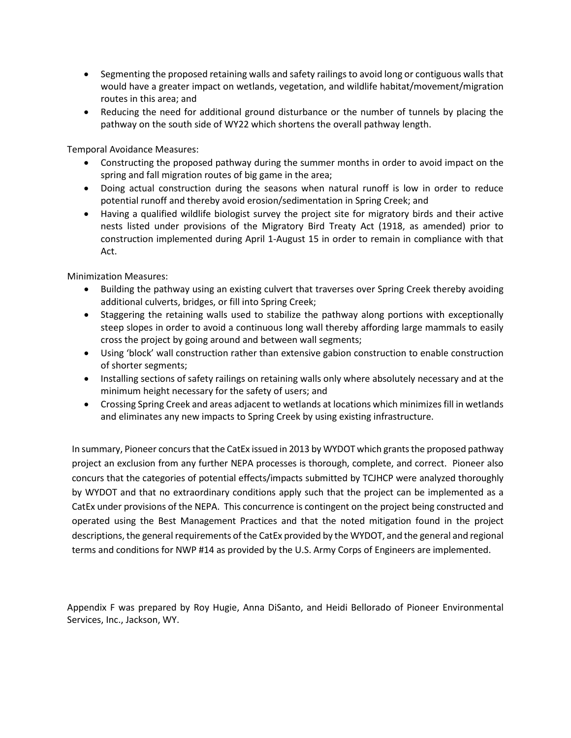- Segmenting the proposed retaining walls and safety railings to avoid long or contiguous walls that would have a greater impact on wetlands, vegetation, and wildlife habitat/movement/migration routes in this area; and
- Reducing the need for additional ground disturbance or the number of tunnels by placing the pathway on the south side of WY22 which shortens the overall pathway length.

Temporal Avoidance Measures:

- Constructing the proposed pathway during the summer months in order to avoid impact on the spring and fall migration routes of big game in the area;
- Doing actual construction during the seasons when natural runoff is low in order to reduce potential runoff and thereby avoid erosion/sedimentation in Spring Creek; and
- Having a qualified wildlife biologist survey the project site for migratory birds and their active nests listed under provisions of the Migratory Bird Treaty Act (1918, as amended) prior to construction implemented during April 1-August 15 in order to remain in compliance with that Act.

Minimization Measures:

- Building the pathway using an existing culvert that traverses over Spring Creek thereby avoiding additional culverts, bridges, or fill into Spring Creek;
- Staggering the retaining walls used to stabilize the pathway along portions with exceptionally steep slopes in order to avoid a continuous long wall thereby affording large mammals to easily cross the project by going around and between wall segments;
- Using 'block' wall construction rather than extensive gabion construction to enable construction of shorter segments;
- Installing sections of safety railings on retaining walls only where absolutely necessary and at the minimum height necessary for the safety of users; and
- Crossing Spring Creek and areas adjacent to wetlands at locations which minimizes fill in wetlands and eliminates any new impacts to Spring Creek by using existing infrastructure.

In summary, Pioneer concurs that the CatEx issued in 2013 by WYDOT which grants the proposed pathway project an exclusion from any further NEPA processes is thorough, complete, and correct. Pioneer also concurs that the categories of potential effects/impacts submitted by TCJHCP were analyzed thoroughly by WYDOT and that no extraordinary conditions apply such that the project can be implemented as a CatEx under provisions of the NEPA. This concurrence is contingent on the project being constructed and operated using the Best Management Practices and that the noted mitigation found in the project descriptions, the general requirements of the CatEx provided by the WYDOT, and the general and regional terms and conditions for NWP #14 as provided by the U.S. Army Corps of Engineers are implemented.

Appendix F was prepared by Roy Hugie, Anna DiSanto, and Heidi Bellorado of Pioneer Environmental Services, Inc., Jackson, WY.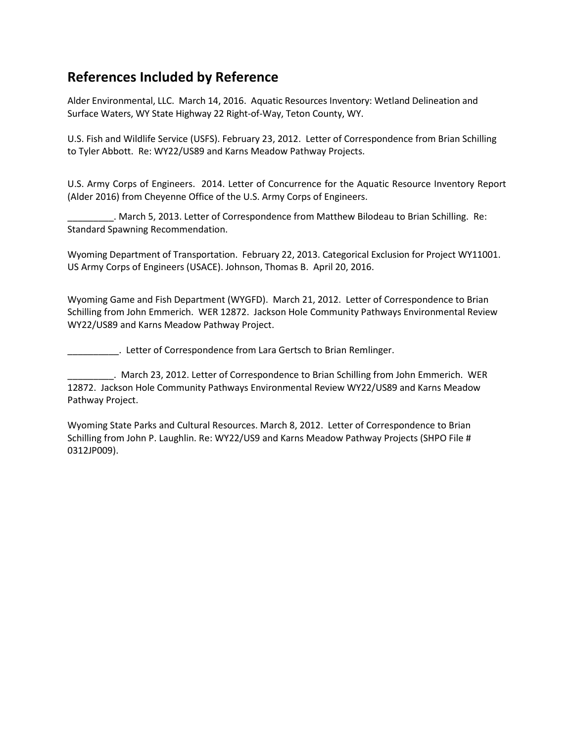## References Included by Reference

Alder Environmental, LLC. March 14, 2016. Aquatic Resources Inventory: Wetland Delineation and Surface Waters, WY State Highway 22 Right-of-Way, Teton County, WY.

U.S. Fish and Wildlife Service (USFS). February 23, 2012. Letter of Correspondence from Brian Schilling to Tyler Abbott. Re: WY22/US89 and Karns Meadow Pathway Projects.

U.S. Army Corps of Engineers. 2014. Letter of Concurrence for the Aquatic Resource Inventory Report (Alder 2016) from Cheyenne Office of the U.S. Army Corps of Engineers.

_________. March 5, 2013. Letter of Correspondence from Matthew Bilodeau to Brian Schilling. Re: Standard Spawning Recommendation.

Wyoming Department of Transportation. February 22, 2013. Categorical Exclusion for Project WY11001. US Army Corps of Engineers (USACE). Johnson, Thomas B. April 20, 2016.

Wyoming Game and Fish Department (WYGFD). March 21, 2012. Letter of Correspondence to Brian Schilling from John Emmerich. WER 12872. Jackson Hole Community Pathways Environmental Review WY22/US89 and Karns Meadow Pathway Project.

__________. Letter of Correspondence from Lara Gertsch to Brian Remlinger.

_________. March 23, 2012. Letter of Correspondence to Brian Schilling from John Emmerich. WER 12872. Jackson Hole Community Pathways Environmental Review WY22/US89 and Karns Meadow Pathway Project.

Wyoming State Parks and Cultural Resources. March 8, 2012. Letter of Correspondence to Brian Schilling from John P. Laughlin. Re: WY22/US9 and Karns Meadow Pathway Projects (SHPO File # 0312JP009).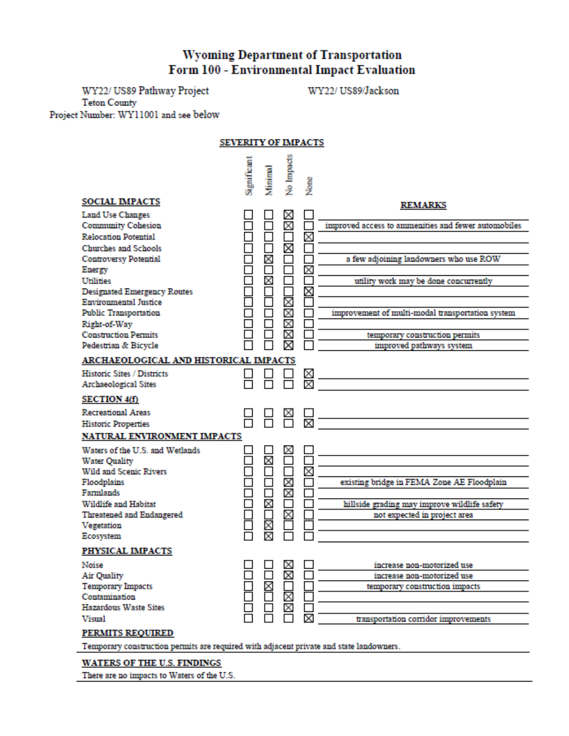# Wyoming Department of Transportation
## Form 100 - Environmental Impact Evaluation

WY22/ US89 Pathway Project — WY22/ US89/Jackson

Teton County

Project Number: WY11001 and see below

### SEVERITY OF IMPACTS

| | Significant | Minimal | No Impacts | None | REMARKS |
|---|---|---|---|---|---|
| **SOCIAL IMPACTS** | | | | | |
| Land Use Changes | ☐ | ☐ | ☒ | ☐ | |
| Community Cohesion | ☐ | ☐ | ☒ | ☐ | improved access to ammenities and fewer automobiles |
| Relocation Potential | ☐ | ☐ | ☐ | ☒ | |
| Churches and Schools | ☐ | ☐ | ☒ | ☐ | |
| Controversy Potential | ☐ | ☒ | ☐ | ☐ | a few adjoining landowners who use ROW |
| Energy | ☐ | ☐ | ☐ | ☒ | |
| Utilities | ☐ | ☒ | ☐ | ☐ | utility work may be done concurrently |
| Designated Emergency Routes | ☐ | ☐ | ☐ | ☒ | |
| Environmental Justice | ☐ | ☐ | ☒ | ☐ | |
| Public Transportation | ☐ | ☐ | ☒ | ☐ | improvement of multi-modal transportation system |
| Right-of-Way | ☐ | ☐ | ☒ | ☐ | |
| Construction Permits | ☐ | ☐ | ☒ | ☐ | temporary construction permits |
| Pedestrian & Bicycle | ☐ | ☐ | ☒ | ☐ | improved pathways system |
| **ARCHAEOLOGICAL AND HISTORICAL IMPACTS** | | | | | |
| Historic Sites / Districts | ☐ | ☐ | ☐ | ☒ | |
| Archaeological Sites | ☐ | ☐ | ☐ | ☒ | |
| **SECTION 4(f)** | | | | | |
| Recreational Areas | ☐ | ☐ | ☒ | ☐ | |
| Historic Properties | ☐ | ☐ | ☐ | ☒ | |
| **NATURAL ENVIRONMENT IMPACTS** | | | | | |
| Waters of the U.S. and Wetlands | ☐ | ☐ | ☒ | ☐ | |
| Water Quality | ☐ | ☒ | ☐ | ☐ | |
| Wild and Scenic Rivers | ☐ | ☐ | ☐ | ☒ | |
| Floodplains | ☐ | ☐ | ☒ | ☐ | existing bridge in FEMA Zone AE Floodplain |
| Farmlands | ☐ | ☐ | ☒ | ☐ | |
| Wildlife and Habitat | ☐ | ☒ | ☐ | ☐ | hillside grading may improve wildlife safety |
| Threatened and Endangered | ☐ | ☐ | ☒ | ☐ | not expected in project area |
| Vegetation | ☐ | ☒ | ☐ | ☐ | |
| Ecosystem | ☐ | ☒ | ☐ | ☐ | |
| **PHYSICAL IMPACTS** | | | | | |
| Noise | ☐ | ☐ | ☒ | ☐ | increase non-motorized use |
| Air Quality | ☐ | ☐ | ☒ | ☐ | increase non-motorized use |
| Temporary Impacts | ☐ | ☒ | ☐ | ☐ | temporary construction impacts |
| Contamination | ☐ | ☐ | ☒ | ☐ | |
| Hazardous Waste Sites | ☐ | ☐ | ☒ | ☐ | |
| Visual | ☐ | ☐ | ☐ | ☒ | transportation corridor improvements |

### PERMITS REQUIRED

Temporary construction permits are required with adjacent private and state landowners.

### WATERS OF THE U.S. FINDINGS

There are no impacts to Waters of the U.S.